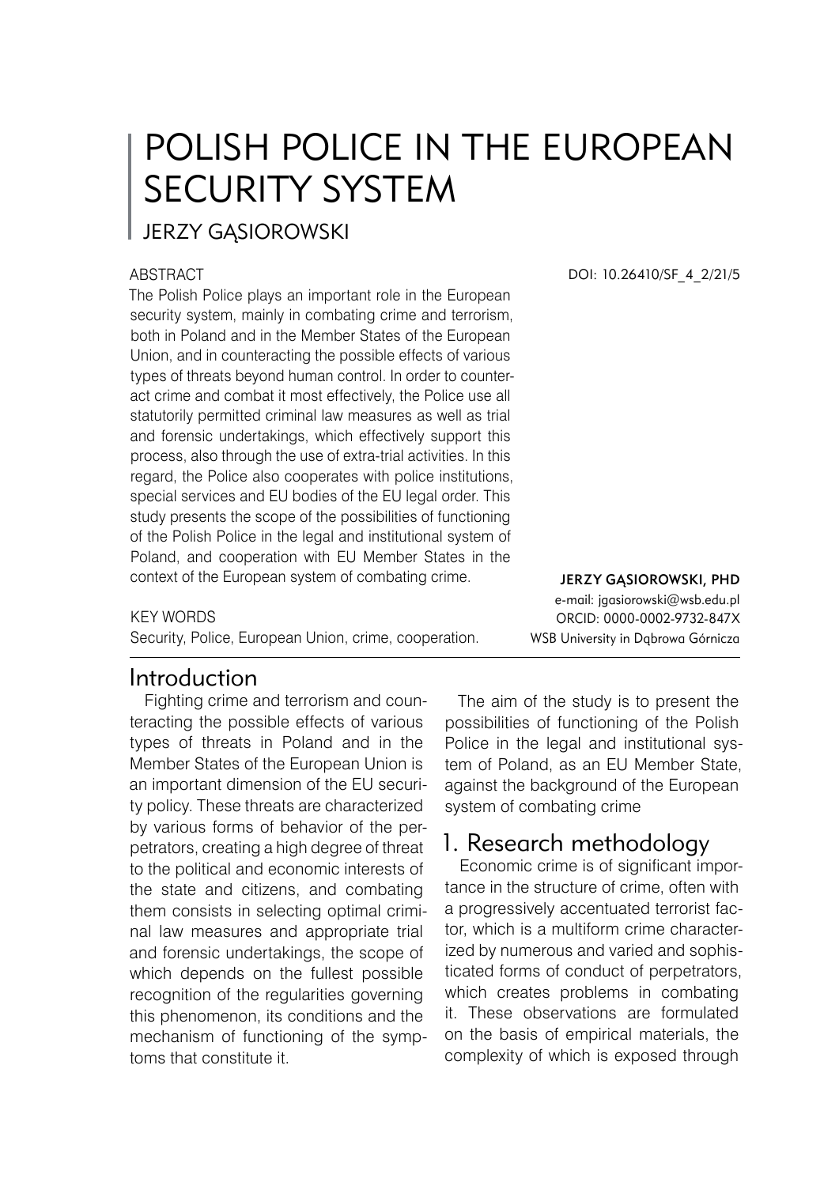# POLISH POLICE IN THE EUROPEAN SECURITY SYSTEM

JERZY GĄSIOROWSKI

DOI: 10.26410/SF_4_2/21/5

ABSTRACT

The Polish Police plays an important role in the European security system, mainly in combating crime and terrorism, both in Poland and in the Member States of the European Union, and in counteracting the possible effects of various types of threats beyond human control. In order to counteract crime and combat it most effectively, the Police use all statutorily permitted criminal law measures as well as trial and forensic undertakings, which effectively support this process, also through the use of extra-trial activities. In this regard, the Police also cooperates with police institutions, special services and EU bodies of the EU legal order. This study presents the scope of the possibilities of functioning of the Polish Police in the legal and institutional system of Poland, and cooperation with EU Member States in the context of the European system of combating crime.

KEY WORDS

Security, Police, European Union, crime, cooperation.

**JERZY GĄSIOROWSKI, PHD**
e-mail: jgasiorowski@wsb.edu.pl
ORCID: 0000-0002-9732-847X
WSB University in Dąbrowa Górnicza

## Introduction

Fighting crime and terrorism and counteracting the possible effects of various types of threats in Poland and in the Member States of the European Union is an important dimension of the EU security policy. These threats are characterized by various forms of behavior of the perpetrators, creating a high degree of threat to the political and economic interests of the state and citizens, and combating them consists in selecting optimal criminal law measures and appropriate trial and forensic undertakings, the scope of which depends on the fullest possible recognition of the regularities governing this phenomenon, its conditions and the mechanism of functioning of the symptoms that constitute it.

The aim of the study is to present the possibilities of functioning of the Polish Police in the legal and institutional system of Poland, as an EU Member State, against the background of the European system of combating crime

## 1. Research methodology

Economic crime is of significant importance in the structure of crime, often with a progressively accentuated terrorist factor, which is a multiform crime characterized by numerous and varied and sophisticated forms of conduct of perpetrators, which creates problems in combating it. These observations are formulated on the basis of empirical materials, the complexity of which is exposed through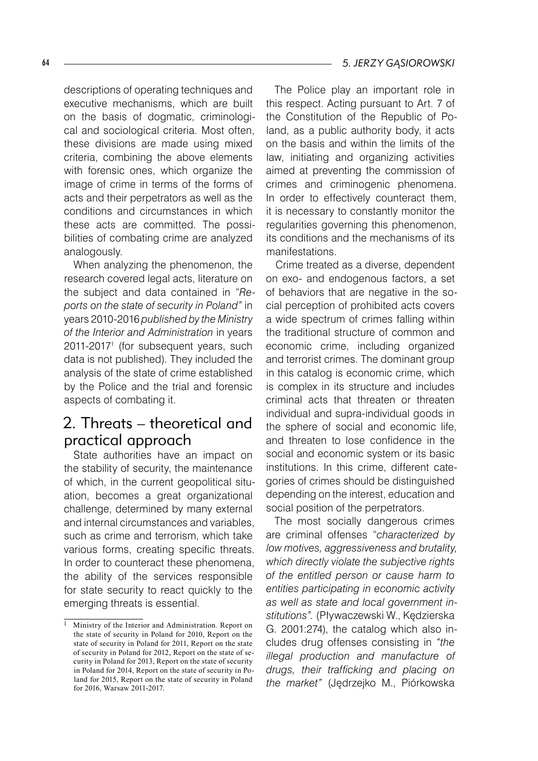descriptions of operating techniques and executive mechanisms, which are built on the basis of dogmatic, criminological and sociological criteria. Most often, these divisions are made using mixed criteria, combining the above elements with forensic ones, which organize the image of crime in terms of the forms of acts and their perpetrators as well as the conditions and circumstances in which these acts are committed. The possibilities of combating crime are analyzed analogously.

When analyzing the phenomenon, the research covered legal acts, literature on the subject and data contained in "*Reports on the state of security in Poland"* in years 2010-2016 *published by the Ministry of the Interior and Administration* in years 2011-2017[1] (for subsequent years, such data is not published). They included the analysis of the state of crime established by the Police and the trial and forensic aspects of combating it.

## 2. Threats – theoretical and practical approach

State authorities have an impact on the stability of security, the maintenance of which, in the current geopolitical situation, becomes a great organizational challenge, determined by many external and internal circumstances and variables, such as crime and terrorism, which take various forms, creating specific threats. In order to counteract these phenomena, the ability of the services responsible for state security to react quickly to the emerging threats is essential.

The Police play an important role in this respect. Acting pursuant to Art. 7 of the Constitution of the Republic of Poland, as a public authority body, it acts on the basis and within the limits of the law, initiating and organizing activities aimed at preventing the commission of crimes and criminogenic phenomena. In order to effectively counteract them, it is necessary to constantly monitor the regularities governing this phenomenon, its conditions and the mechanisms of its manifestations.

Crime treated as a diverse, dependent on exo- and endogenous factors, a set of behaviors that are negative in the social perception of prohibited acts covers a wide spectrum of crimes falling within the traditional structure of common and economic crime, including organized and terrorist crimes. The dominant group in this catalog is economic crime, which is complex in its structure and includes criminal acts that threaten or threaten individual and supra-individual goods in the sphere of social and economic life, and threaten to lose confidence in the social and economic system or its basic institutions. In this crime, different categories of crimes should be distinguished depending on the interest, education and social position of the perpetrators.

The most socially dangerous crimes are criminal offenses "*characterized by low motives, aggressiveness and brutality, which directly violate the subjective rights of the entitled person or cause harm to entities participating in economic activity as well as state and local government institutions".* (Pływaczewski W., Kędzierska G. 2001:274), the catalog which also includes drug offenses consisting in *"the illegal production and manufacture of drugs, their trafficking and placing on the market"* (Jędrzejko M., Piórkowska

---

[1] Ministry of the Interior and Administration. Report on the state of security in Poland for 2010, Report on the state of security in Poland for 2011, Report on the state of security in Poland for 2012, Report on the state of security in Poland for 2013, Report on the state of security in Poland for 2014, Report on the state of security in Poland for 2015, Report on the state of security in Poland for 2016, Warsaw 2011-2017.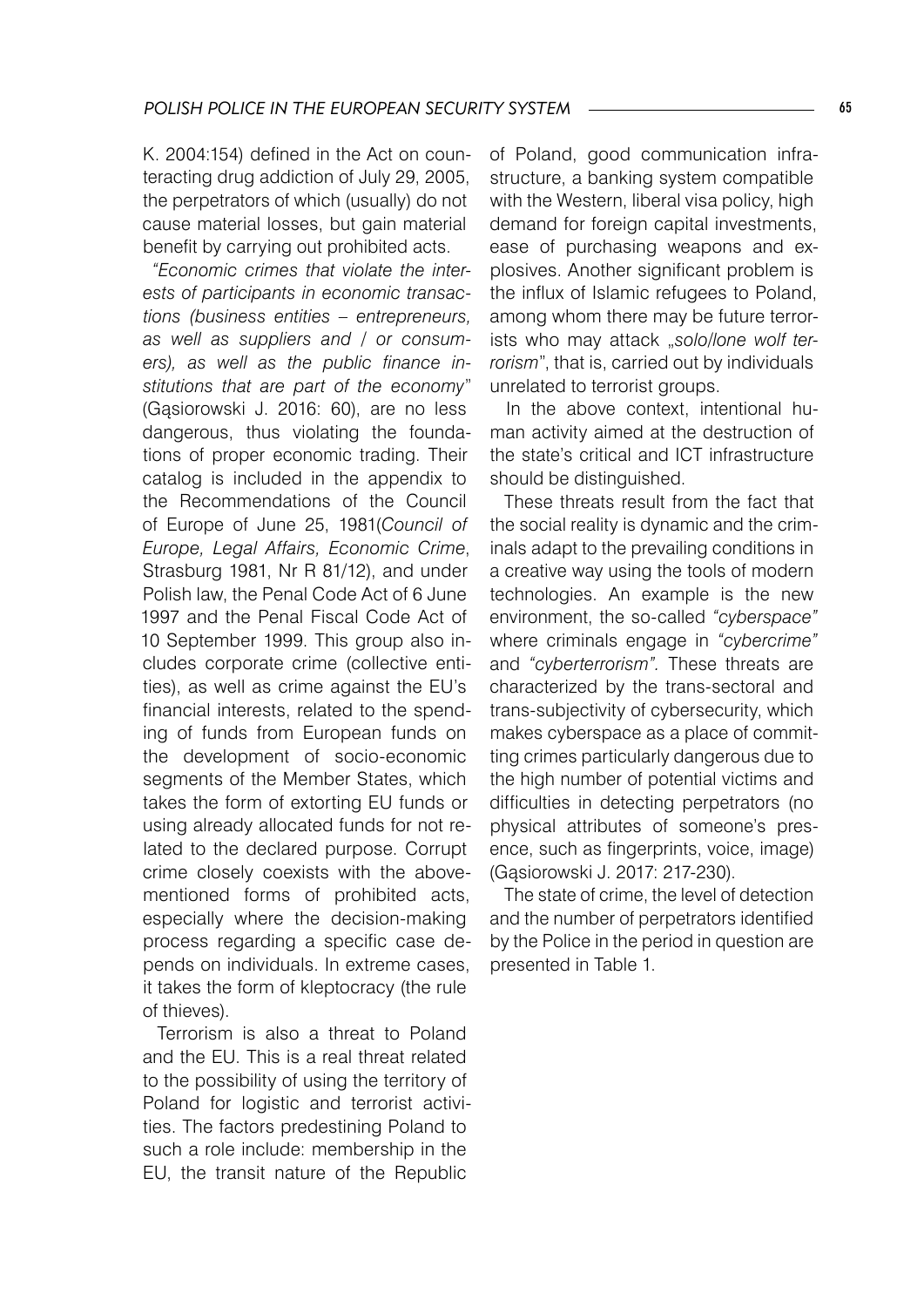K. 2004:154) defined in the Act on counteracting drug addiction of July 29, 2005, the perpetrators of which (usually) do not cause material losses, but gain material benefit by carrying out prohibited acts.

*"Economic crimes that violate the interests of participants in economic transactions (business entities – entrepreneurs, as well as suppliers and / or consumers), as well as the public finance institutions that are part of the economy"* (Gąsiorowski J. 2016: 60), are no less dangerous, thus violating the foundations of proper economic trading. Their catalog is included in the appendix to the Recommendations of the Council of Europe of June 25, 1981(*Council of Europe, Legal Affairs, Economic Crime*, Strasburg 1981, Nr R 81/12), and under Polish law, the Penal Code Act of 6 June 1997 and the Penal Fiscal Code Act of 10 September 1999. This group also includes corporate crime (collective entities), as well as crime against the EU's financial interests, related to the spending of funds from European funds on the development of socio-economic segments of the Member States, which takes the form of extorting EU funds or using already allocated funds for not related to the declared purpose. Corrupt crime closely coexists with the above-mentioned forms of prohibited acts, especially where the decision-making process regarding a specific case depends on individuals. In extreme cases, it takes the form of kleptocracy (the rule of thieves).

Terrorism is also a threat to Poland and the EU. This is a real threat related to the possibility of using the territory of Poland for logistic and terrorist activities. The factors predestining Poland to such a role include: membership in the EU, the transit nature of the Republic of Poland, good communication infrastructure, a banking system compatible with the Western, liberal visa policy, high demand for foreign capital investments, ease of purchasing weapons and explosives. Another significant problem is the influx of Islamic refugees to Poland, among whom there may be future terrorists who may attack „*solo/lone wolf terrorism*", that is, carried out by individuals unrelated to terrorist groups.

In the above context, intentional human activity aimed at the destruction of the state's critical and ICT infrastructure should be distinguished.

These threats result from the fact that the social reality is dynamic and the criminals adapt to the prevailing conditions in a creative way using the tools of modern technologies. An example is the new environment, the so-called *"cyberspace"* where criminals engage in *"cybercrime"* and *"cyberterrorism"*. These threats are characterized by the trans-sectoral and trans-subjectivity of cybersecurity, which makes cyberspace as a place of committing crimes particularly dangerous due to the high number of potential victims and difficulties in detecting perpetrators (no physical attributes of someone's presence, such as fingerprints, voice, image) (Gąsiorowski J. 2017: 217-230).

The state of crime, the level of detection and the number of perpetrators identified by the Police in the period in question are presented in Table 1.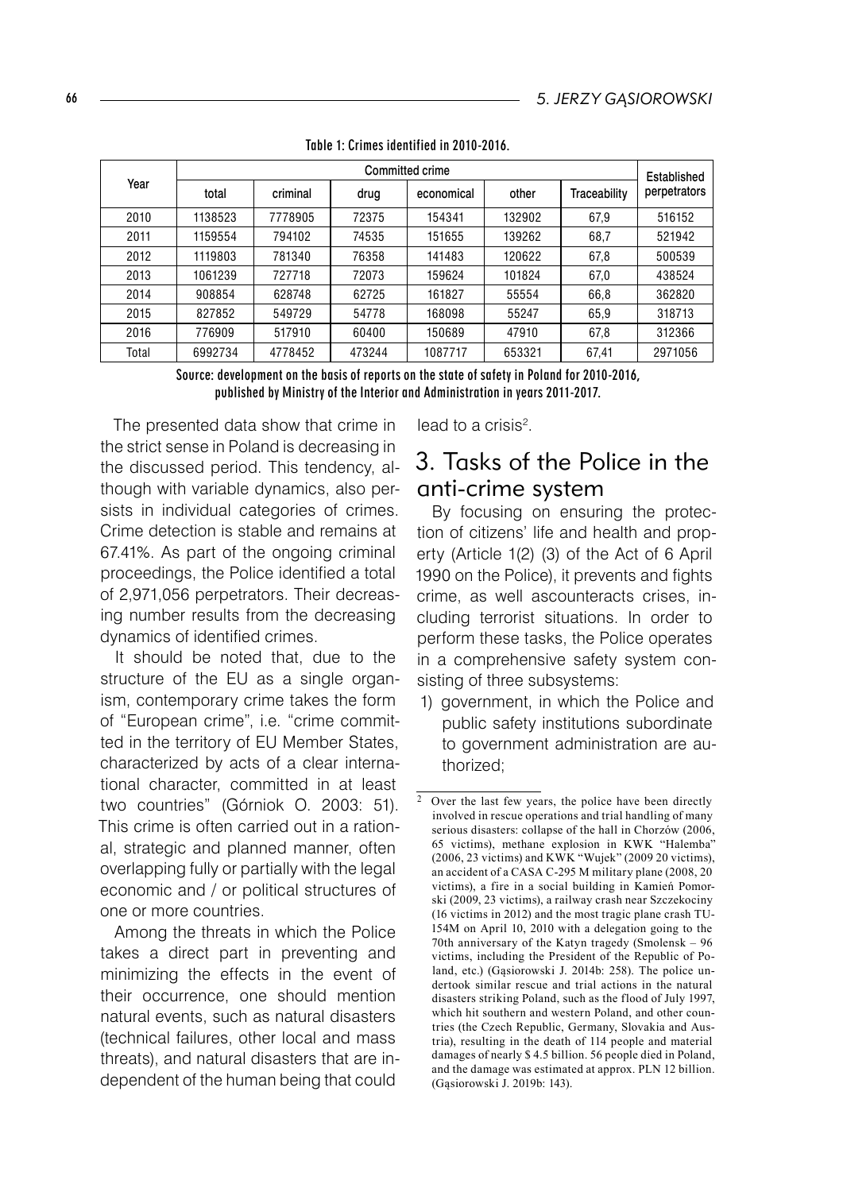Table 1: Crimes identified in 2010-2016.

| Year | Committed crime | | | | | | Established perpetrators |
|---|---|---|---|---|---|---|---|
| | total | criminal | drug | economical | other | Traceability | |
| 2010 | 1138523 | 7778905 | 72375 | 154341 | 132902 | 67,9 | 516152 |
| 2011 | 1159554 | 794102 | 74535 | 151655 | 139262 | 68,7 | 521942 |
| 2012 | 1119803 | 781340 | 76358 | 141483 | 120622 | 67,8 | 500539 |
| 2013 | 1061239 | 727718 | 72073 | 159624 | 101824 | 67,0 | 438524 |
| 2014 | 908854 | 628748 | 62725 | 161827 | 55554 | 66,8 | 362820 |
| 2015 | 827852 | 549729 | 54778 | 168098 | 55247 | 65,9 | 318713 |
| 2016 | 776909 | 517910 | 60400 | 150689 | 47910 | 67,8 | 312366 |
| Total | 6992734 | 4778452 | 473244 | 1087717 | 653321 | 67,41 | 2971056 |

Source: development on the basis of reports on the state of safety in Poland for 2010-2016, published by Ministry of the Interior and Administration in years 2011-2017.

The presented data show that crime in the strict sense in Poland is decreasing in the discussed period. This tendency, although with variable dynamics, also persists in individual categories of crimes. Crime detection is stable and remains at 67.41%. As part of the ongoing criminal proceedings, the Police identified a total of 2,971,056 perpetrators. Their decreasing number results from the decreasing dynamics of identified crimes.

It should be noted that, due to the structure of the EU as a single organism, contemporary crime takes the form of "European crime", i.e. "crime committed in the territory of EU Member States, characterized by acts of a clear international character, committed in at least two countries" (Górniok O. 2003: 51). This crime is often carried out in a rational, strategic and planned manner, often overlapping fully or partially with the legal economic and / or political structures of one or more countries.

Among the threats in which the Police takes a direct part in preventing and minimizing the effects in the event of their occurrence, one should mention natural events, such as natural disasters (technical failures, other local and mass threats), and natural disasters that are independent of the human being that could lead to a crisis[2].

## 3. Tasks of the Police in the anti-crime system

By focusing on ensuring the protection of citizens' life and health and property (Article 1(2) (3) of the Act of 6 April 1990 on the Police), it prevents and fights crime, as well ascounteracts crises, including terrorist situations. In order to perform these tasks, the Police operates in a comprehensive safety system consisting of three subsystems:

1) government, in which the Police and public safety institutions subordinate to government administration are authorized;

[2] Over the last few years, the police have been directly involved in rescue operations and trial handling of many serious disasters: collapse of the hall in Chorzów (2006, 65 victims), methane explosion in KWK "Halemba" (2006, 23 victims) and KWK "Wujek" (2009 20 victims), an accident of a CASA C-295 M military plane (2008, 20 victims), a fire in a social building in Kamień Pomorski (2009, 23 victims), a railway crash near Szczekociny (16 victims in 2012) and the most tragic plane crash TU-154M on April 10, 2010 with a delegation going to the 70th anniversary of the Katyn tragedy (Smolensk – 96 victims, including the President of the Republic of Poland, etc.) (Gąsiorowski J. 2014b: 258). The police undertook similar rescue and trial actions in the natural disasters striking Poland, such as the flood of July 1997, which hit southern and western Poland, and other countries (the Czech Republic, Germany, Slovakia and Austria), resulting in the death of 114 people and material damages of nearly $ 4.5 billion. 56 people died in Poland, and the damage was estimated at approx. PLN 12 billion. (Gąsiorowski J. 2019b: 143).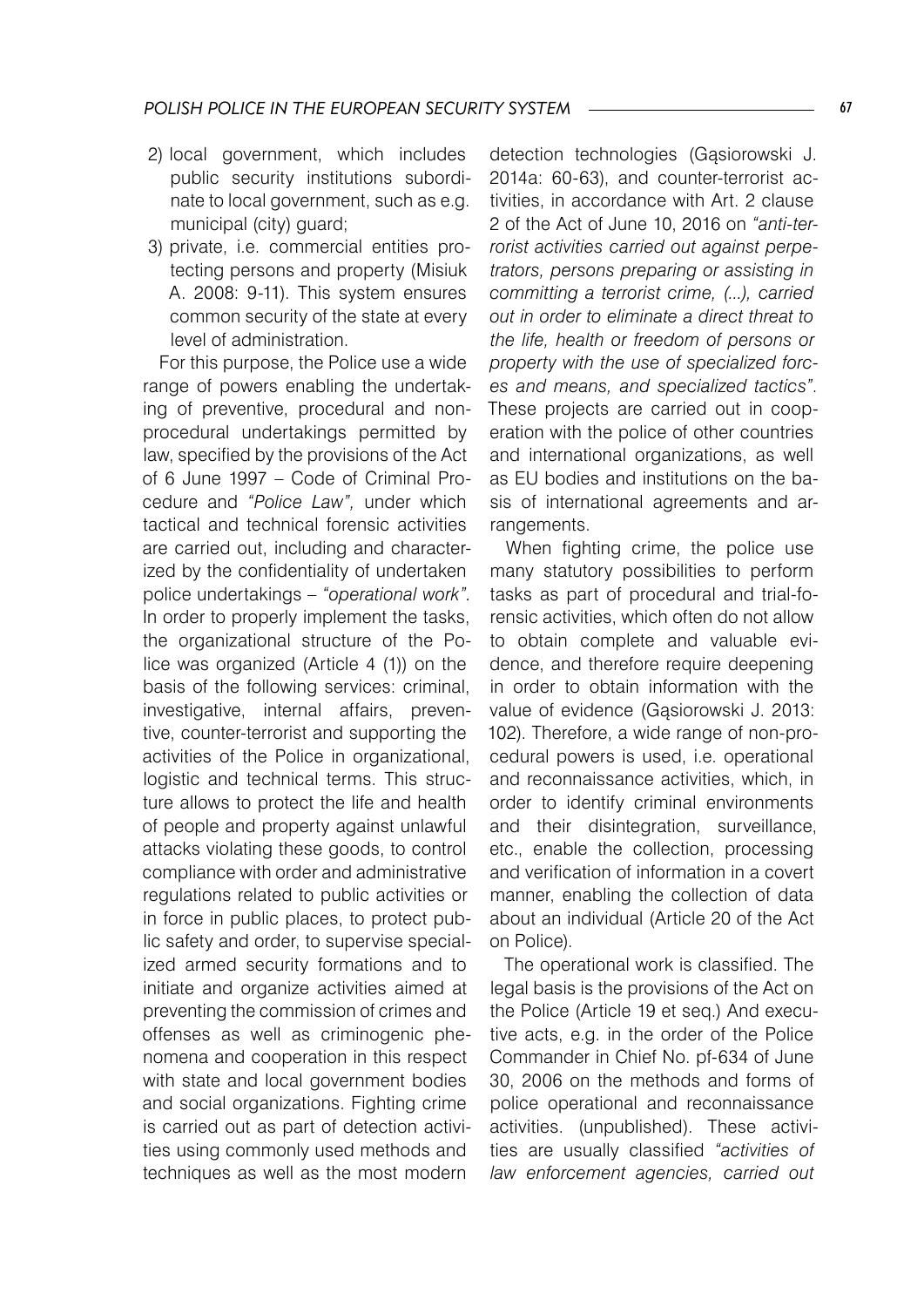2) local government, which includes public security institutions subordinate to local government, such as e.g. municipal (city) guard;
3) private, i.e. commercial entities protecting persons and property (Misiuk A. 2008: 9-11). This system ensures common security of the state at every level of administration.

For this purpose, the Police use a wide range of powers enabling the undertaking of preventive, procedural and non-procedural undertakings permitted by law, specified by the provisions of the Act of 6 June 1997 – Code of Criminal Procedure and *"Police Law"*, under which tactical and technical forensic activities are carried out, including and characterized by the confidentiality of undertaken police undertakings – *"operational work"*. In order to properly implement the tasks, the organizational structure of the Police was organized (Article 4 (1)) on the basis of the following services: criminal, investigative, internal affairs, preventive, counter-terrorist and supporting the activities of the Police in organizational, logistic and technical terms. This structure allows to protect the life and health of people and property against unlawful attacks violating these goods, to control compliance with order and administrative regulations related to public activities or in force in public places, to protect public safety and order, to supervise specialized armed security formations and to initiate and organize activities aimed at preventing the commission of crimes and offenses as well as criminogenic phenomena and cooperation in this respect with state and local government bodies and social organizations. Fighting crime is carried out as part of detection activities using commonly used methods and techniques as well as the most modern detection technologies (Gąsiorowski J. 2014a: 60-63), and counter-terrorist activities, in accordance with Art. 2 clause 2 of the Act of June 10, 2016 on *"anti-terrorist activities carried out against perpetrators, persons preparing or assisting in committing a terrorist crime, (...), carried out in order to eliminate a direct threat to the life, health or freedom of persons or property with the use of specialized forces and means, and specialized tactics"*. These projects are carried out in cooperation with the police of other countries and international organizations, as well as EU bodies and institutions on the basis of international agreements and arrangements.

When fighting crime, the police use many statutory possibilities to perform tasks as part of procedural and trial-forensic activities, which often do not allow to obtain complete and valuable evidence, and therefore require deepening in order to obtain information with the value of evidence (Gąsiorowski J. 2013: 102). Therefore, a wide range of non-procedural powers is used, i.e. operational and reconnaissance activities, which, in order to identify criminal environments and their disintegration, surveillance, etc., enable the collection, processing and verification of information in a covert manner, enabling the collection of data about an individual (Article 20 of the Act on Police).

The operational work is classified. The legal basis is the provisions of the Act on the Police (Article 19 et seq.) And executive acts, e.g. in the order of the Police Commander in Chief No. pf-634 of June 30, 2006 on the methods and forms of police operational and reconnaissance activities. (unpublished). These activities are usually classified *"activities of law enforcement agencies, carried out*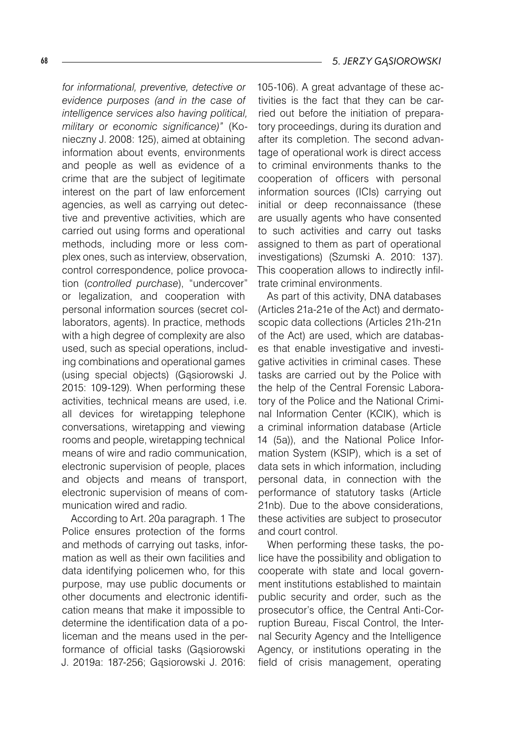*for informational, preventive, detective or evidence purposes (and in the case of intelligence services also having political, military or economic significance)"* (Konieczny J. 2008: 125), aimed at obtaining information about events, environments and people as well as evidence of a crime that are the subject of legitimate interest on the part of law enforcement agencies, as well as carrying out detective and preventive activities, which are carried out using forms and operational methods, including more or less complex ones, such as interview, observation, control correspondence, police provocation (*controlled purchase*), "undercover" or legalization, and cooperation with personal information sources (secret collaborators, agents). In practice, methods with a high degree of complexity are also used, such as special operations, including combinations and operational games (using special objects) (Gąsiorowski J. 2015: 109-129). When performing these activities, technical means are used, i.e. all devices for wiretapping telephone conversations, wiretapping and viewing rooms and people, wiretapping technical means of wire and radio communication, electronic supervision of people, places and objects and means of transport, electronic supervision of means of communication wired and radio.

According to Art. 20a paragraph. 1 The Police ensures protection of the forms and methods of carrying out tasks, information as well as their own facilities and data identifying policemen who, for this purpose, may use public documents or other documents and electronic identification means that make it impossible to determine the identification data of a policeman and the means used in the performance of official tasks (Gąsiorowski J. 2019a: 187-256; Gąsiorowski J. 2016: 105-106). A great advantage of these activities is the fact that they can be carried out before the initiation of preparatory proceedings, during its duration and after its completion. The second advantage of operational work is direct access to criminal environments thanks to the cooperation of officers with personal information sources (ICIs) carrying out initial or deep reconnaissance (these are usually agents who have consented to such activities and carry out tasks assigned to them as part of operational investigations) (Szumski A. 2010: 137). This cooperation allows to indirectly infiltrate criminal environments.

As part of this activity, DNA databases (Articles 21a-21e of the Act) and dermatoscopic data collections (Articles 21h-21n of the Act) are used, which are databases that enable investigative and investigative activities in criminal cases. These tasks are carried out by the Police with the help of the Central Forensic Laboratory of the Police and the National Criminal Information Center (KCIK), which is a criminal information database (Article 14 (5a)), and the National Police Information System (KSIP), which is a set of data sets in which information, including personal data, in connection with the performance of statutory tasks (Article 21nb). Due to the above considerations, these activities are subject to prosecutor and court control.

When performing these tasks, the police have the possibility and obligation to cooperate with state and local government institutions established to maintain public security and order, such as the prosecutor's office, the Central Anti-Corruption Bureau, Fiscal Control, the Internal Security Agency and the Intelligence Agency, or institutions operating in the field of crisis management, operating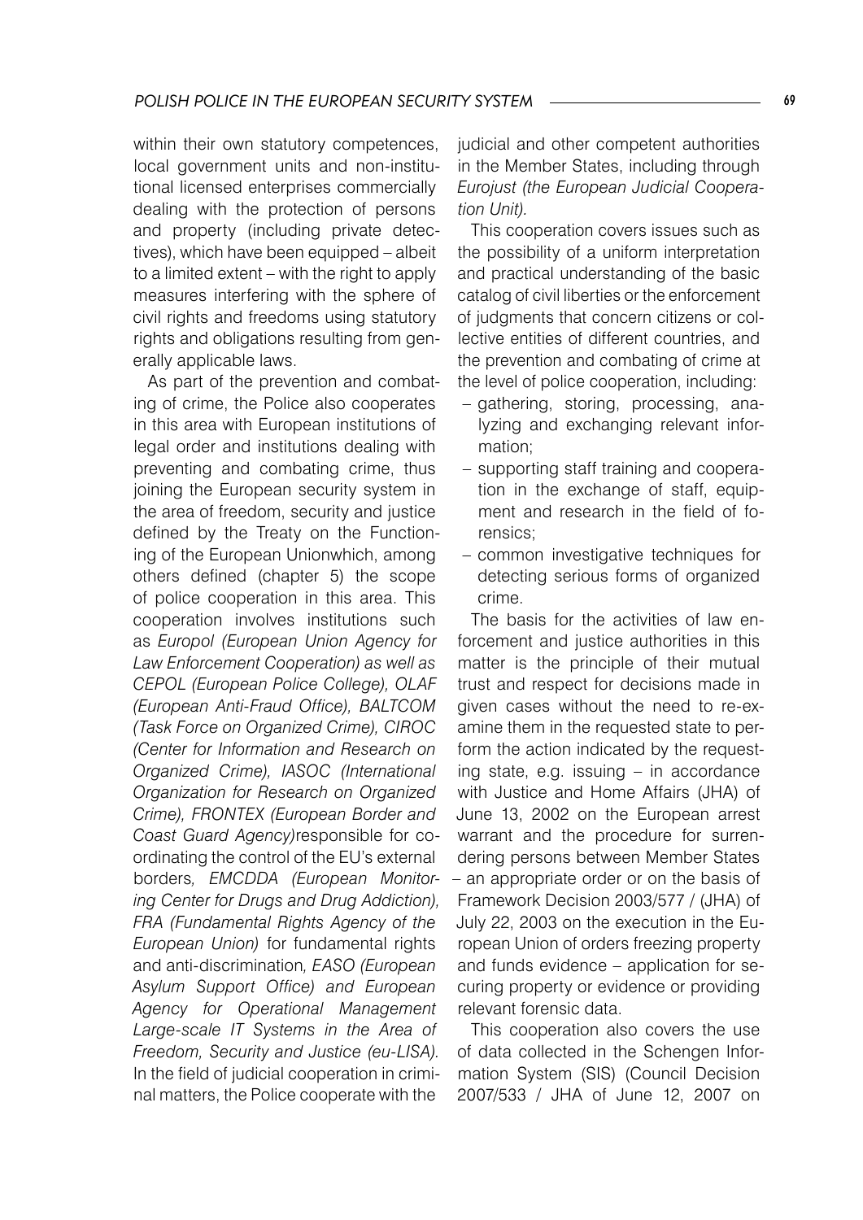within their own statutory competences, local government units and non-institutional licensed enterprises commercially dealing with the protection of persons and property (including private detectives), which have been equipped – albeit to a limited extent – with the right to apply measures interfering with the sphere of civil rights and freedoms using statutory rights and obligations resulting from generally applicable laws.

As part of the prevention and combating of crime, the Police also cooperates in this area with European institutions of legal order and institutions dealing with preventing and combating crime, thus joining the European security system in the area of freedom, security and justice defined by the Treaty on the Functioning of the European Unionwhich, among others defined (chapter 5) the scope of police cooperation in this area. This cooperation involves institutions such as *Europol (European Union Agency for Law Enforcement Cooperation) as well as CEPOL (European Police College), OLAF (European Anti-Fraud Office), BALTCOM (Task Force on Organized Crime), CIROC (Center for Information and Research on Organized Crime), IASOC (International Organization for Research on Organized Crime), FRONTEX (European Border and Coast Guard Agency)*responsible for coordinating the control of the EU's external borders*, EMCDDA (European Monitoring Center for Drugs and Drug Addiction), FRA (Fundamental Rights Agency of the European Union)* for fundamental rights and anti-discrimination*, EASO (European Asylum Support Office) and European Agency for Operational Management Large-scale IT Systems in the Area of Freedom, Security and Justice (eu-LISA)*. In the field of judicial cooperation in criminal matters, the Police cooperate with the judicial and other competent authorities in the Member States, including through *Eurojust (the European Judicial Cooperation Unit).*

This cooperation covers issues such as the possibility of a uniform interpretation and practical understanding of the basic catalog of civil liberties or the enforcement of judgments that concern citizens or collective entities of different countries, and the prevention and combating of crime at the level of police cooperation, including:

- gathering, storing, processing, analyzing and exchanging relevant information;
- supporting staff training and cooperation in the exchange of staff, equipment and research in the field of forensics;
- common investigative techniques for detecting serious forms of organized crime.

The basis for the activities of law enforcement and justice authorities in this matter is the principle of their mutual trust and respect for decisions made in given cases without the need to re-examine them in the requested state to perform the action indicated by the requesting state, e.g. issuing – in accordance with Justice and Home Affairs (JHA) of June 13, 2002 on the European arrest warrant and the procedure for surrendering persons between Member States – an appropriate order or on the basis of Framework Decision 2003/577 / (JHA) of July 22, 2003 on the execution in the European Union of orders freezing property and funds evidence – application for securing property or evidence or providing relevant forensic data.

This cooperation also covers the use of data collected in the Schengen Information System (SIS) (Council Decision 2007/533 / JHA of June 12, 2007 on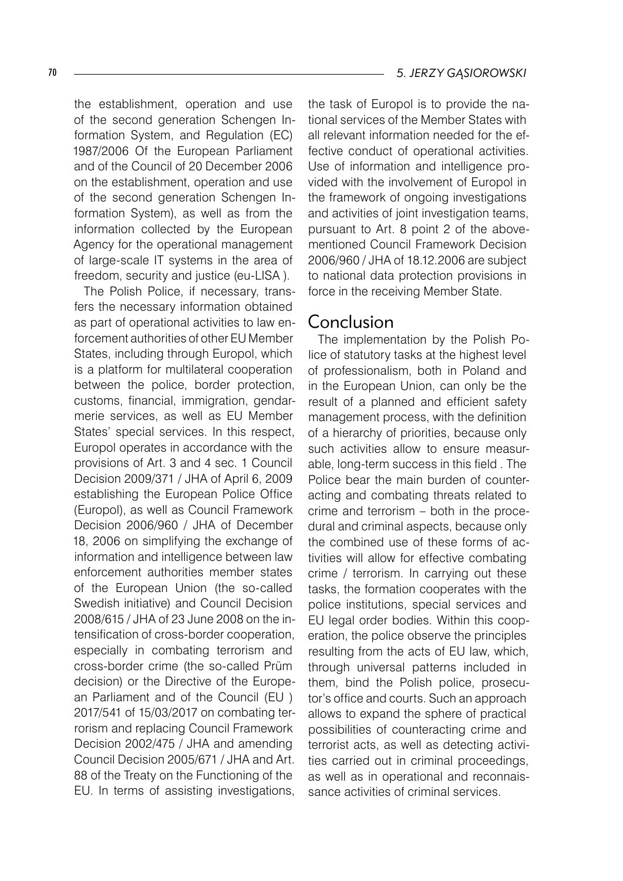the establishment, operation and use of the second generation Schengen Information System, and Regulation (EC) 1987/2006 Of the European Parliament and of the Council of 20 December 2006 on the establishment, operation and use of the second generation Schengen Information System), as well as from the information collected by the European Agency for the operational management of large-scale IT systems in the area of freedom, security and justice (eu-LISA ).

The Polish Police, if necessary, transfers the necessary information obtained as part of operational activities to law enforcement authorities of other EU Member States, including through Europol, which is a platform for multilateral cooperation between the police, border protection, customs, financial, immigration, gendarmerie services, as well as EU Member States' special services. In this respect, Europol operates in accordance with the provisions of Art. 3 and 4 sec. 1 Council Decision 2009/371 / JHA of April 6, 2009 establishing the European Police Office (Europol), as well as Council Framework Decision 2006/960 / JHA of December 18, 2006 on simplifying the exchange of information and intelligence between law enforcement authorities member states of the European Union (the so-called Swedish initiative) and Council Decision 2008/615 / JHA of 23 June 2008 on the intensification of cross-border cooperation, especially in combating terrorism and cross-border crime (the so-called Prüm decision) or the Directive of the European Parliament and of the Council (EU ) 2017/541 of 15/03/2017 on combating terrorism and replacing Council Framework Decision 2002/475 / JHA and amending Council Decision 2005/671 / JHA and Art. 88 of the Treaty on the Functioning of the EU. In terms of assisting investigations, the task of Europol is to provide the national services of the Member States with all relevant information needed for the effective conduct of operational activities. Use of information and intelligence provided with the involvement of Europol in the framework of ongoing investigations and activities of joint investigation teams, pursuant to Art. 8 point 2 of the abovementioned Council Framework Decision 2006/960 / JHA of 18.12.2006 are subject to national data protection provisions in force in the receiving Member State.

## Conclusion

The implementation by the Polish Police of statutory tasks at the highest level of professionalism, both in Poland and in the European Union, can only be the result of a planned and efficient safety management process, with the definition of a hierarchy of priorities, because only such activities allow to ensure measurable, long-term success in this field . The Police bear the main burden of counteracting and combating threats related to crime and terrorism – both in the procedural and criminal aspects, because only the combined use of these forms of activities will allow for effective combating crime / terrorism. In carrying out these tasks, the formation cooperates with the police institutions, special services and EU legal order bodies. Within this cooperation, the police observe the principles resulting from the acts of EU law, which, through universal patterns included in them, bind the Polish police, prosecutor's office and courts. Such an approach allows to expand the sphere of practical possibilities of counteracting crime and terrorist acts, as well as detecting activities carried out in criminal proceedings, as well as in operational and reconnaissance activities of criminal services.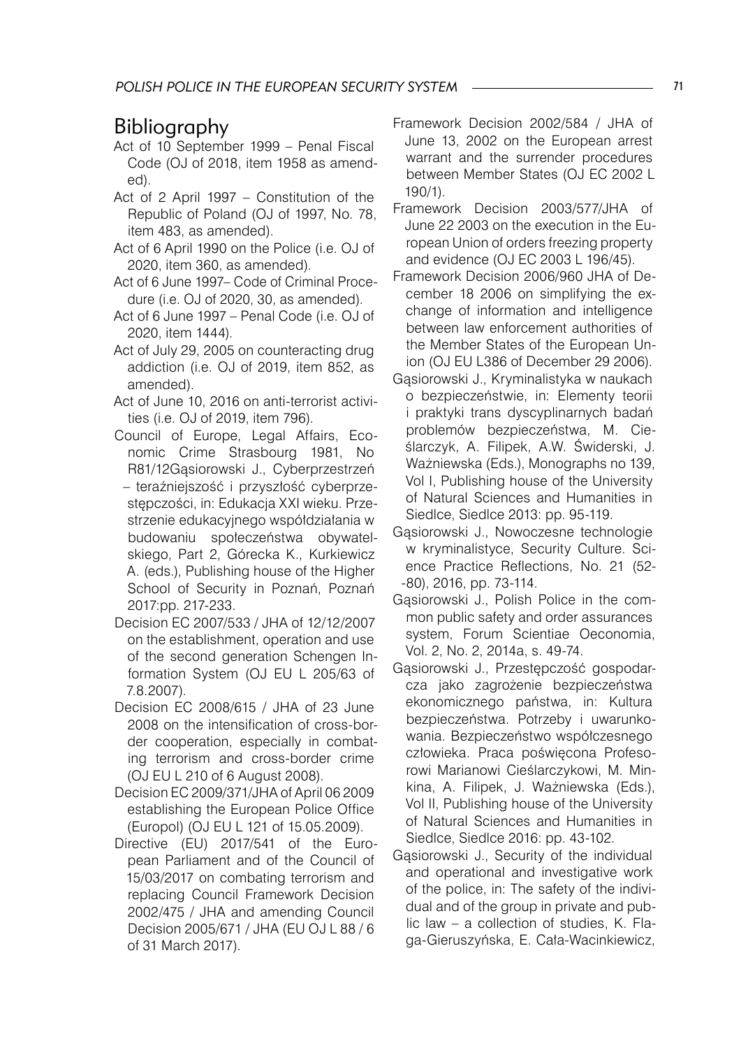## Bibliography

Act of 10 September 1999 – Penal Fiscal Code (OJ of 2018, item 1958 as amended).

Act of 2 April 1997 – Constitution of the Republic of Poland (OJ of 1997, No. 78, item 483, as amended).

Act of 6 April 1990 on the Police (i.e. OJ of 2020, item 360, as amended).

Act of 6 June 1997– Code of Criminal Procedure (i.e. OJ of 2020, 30, as amended).

Act of 6 June 1997 – Penal Code (i.e. OJ of 2020, item 1444).

Act of July 29, 2005 on counteracting drug addiction (i.e. OJ of 2019, item 852, as amended).

Act of June 10, 2016 on anti-terrorist activities (i.e. OJ of 2019, item 796).

Council of Europe, Legal Affairs, Economic Crime Strasbourg 1981, No R81/12Gąsiorowski J., Cyberprzestrzeń – teraźniejszość i przyszłość cyberprzestępczości, in: Edukacja XXI wieku. Przestrzenie edukacyjnego współdziałania w budowaniu społeczeństwa obywatelskiego, Part 2, Górecka K., Kurkiewicz A. (eds.), Publishing house of the Higher School of Security in Poznań, Poznań 2017:pp. 217-233.

Decision EC 2007/533 / JHA of 12/12/2007 on the establishment, operation and use of the second generation Schengen Information System (OJ EU L 205/63 of 7.8.2007).

Decision EC 2008/615 / JHA of 23 June 2008 on the intensification of cross-border cooperation, especially in combating terrorism and cross-border crime (OJ EU L 210 of 6 August 2008).

Decision EC 2009/371/JHA of April 06 2009 establishing the European Police Office (Europol) (OJ EU L 121 of 15.05.2009).

Directive (EU) 2017/541 of the European Parliament and of the Council of 15/03/2017 on combating terrorism and replacing Council Framework Decision 2002/475 / JHA and amending Council Decision 2005/671 / JHA (EU OJ L 88 / 6 of 31 March 2017).

Framework Decision 2002/584 / JHA of June 13, 2002 on the European arrest warrant and the surrender procedures between Member States (OJ EC 2002 L 190/1).

Framework Decision 2003/577/JHA of June 22 2003 on the execution in the European Union of orders freezing property and evidence (OJ EC 2003 L 196/45).

Framework Decision 2006/960 JHA of December 18 2006 on simplifying the exchange of information and intelligence between law enforcement authorities of the Member States of the European Union (OJ EU L386 of December 29 2006).

Gąsiorowski J., Kryminalistyka w naukach o bezpieczeństwie, in: Elementy teorii i praktyki trans dyscyplinarnych badań problemów bezpieczeństwa, M. Cieślarczyk, A. Filipek, A.W. Świderski, J. Ważniewska (Eds.), Monographs no 139, Vol I, Publishing house of the University of Natural Sciences and Humanities in Siedlce, Siedlce 2013: pp. 95-119.

Gąsiorowski J., Nowoczesne technologie w kryminalistyce, Security Culture. Science Practice Reflections, No. 21 (52--80), 2016, pp. 73-114.

Gąsiorowski J., Polish Police in the common public safety and order assurances system, Forum Scientiae Oeconomia, Vol. 2, No. 2, 2014a, s. 49-74.

Gąsiorowski J., Przestępczość gospodarcza jako zagrożenie bezpieczeństwa ekonomicznego państwa, in: Kultura bezpieczeństwa. Potrzeby i uwarunkowania. Bezpieczeństwo współczesnego człowieka. Praca poświęcona Profesorowi Marianowi Cieślarczykowi, M. Minkina, A. Filipek, J. Ważniewska (Eds.), Vol II, Publishing house of the University of Natural Sciences and Humanities in Siedlce, Siedlce 2016: pp. 43-102.

Gąsiorowski J., Security of the individual and operational and investigative work of the police, in: The safety of the individual and of the group in private and public law – a collection of studies, K. Flaga-Gieruszyńska, E. Cała-Wacinkiewicz,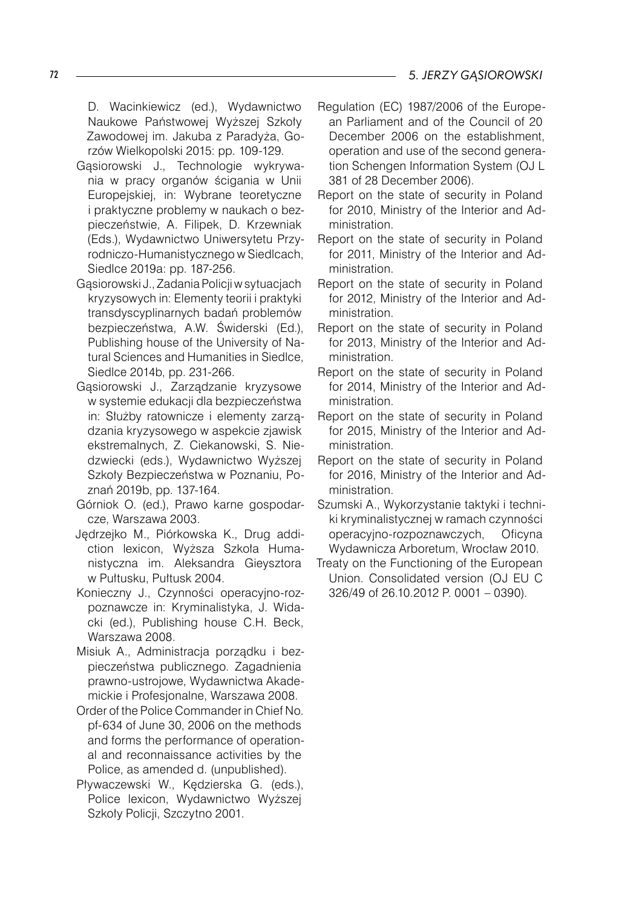D. Wacinkiewicz (ed.), Wydawnictwo Naukowe Państwowej Wyższej Szkoły Zawodowej im. Jakuba z Paradyża, Gorzów Wielkopolski 2015: pp. 109-129.

Gąsiorowski J., Technologie wykrywania w pracy organów ścigania w Unii Europejskiej, in: Wybrane teoretyczne i praktyczne problemy w naukach o bezpieczeństwie, A. Filipek, D. Krzewniak (Eds.), Wydawnictwo Uniwersytetu Przyrodniczo-Humanistycznego w Siedlcach, Siedlce 2019a: pp. 187-256.

Gąsiorowski J., Zadania Policji w sytuacjach kryzysowych in: Elementy teorii i praktyki transdyscyplinarnych badań problemów bezpieczeństwa, A.W. Świderski (Ed.), Publishing house of the University of Natural Sciences and Humanities in Siedlce, Siedlce 2014b, pp. 231-266.

Gąsiorowski J., Zarządzanie kryzysowe w systemie edukacji dla bezpieczeństwa in: Służby ratownicze i elementy zarządzania kryzysowego w aspekcie zjawisk ekstremalnych, Z. Ciekanowski, S. Niedzwiecki (eds.), Wydawnictwo Wyższej Szkoły Bezpieczeństwa w Poznaniu, Poznań 2019b, pp. 137-164.

Górniok O. (ed.), Prawo karne gospodarcze, Warszawa 2003.

Jędrzejko M., Piórkowska K., Drug addiction lexicon, Wyższa Szkoła Humanistyczna im. Aleksandra Gieysztora w Pułtusku, Pułtusk 2004.

Konieczny J., Czynności operacyjno-rozpoznawcze in: Kryminalistyka, J. Widacki (ed.), Publishing house C.H. Beck, Warszawa 2008.

Misiuk A., Administracja porządku i bezpieczeństwa publicznego. Zagadnienia prawno-ustrojowe, Wydawnictwa Akademickie i Profesjonalne, Warszawa 2008.

Order of the Police Commander in Chief No. pf-634 of June 30, 2006 on the methods and forms the performance of operational and reconnaissance activities by the Police, as amended d. (unpublished).

Pływaczewski W., Kędzierska G. (eds.), Police lexicon, Wydawnictwo Wyższej Szkoły Policji, Szczytno 2001.

Regulation (EC) 1987/2006 of the European Parliament and of the Council of 20 December 2006 on the establishment, operation and use of the second generation Schengen Information System (OJ L 381 of 28 December 2006).

Report on the state of security in Poland for 2010, Ministry of the Interior and Administration.

Report on the state of security in Poland for 2011, Ministry of the Interior and Administration.

Report on the state of security in Poland for 2012, Ministry of the Interior and Administration.

Report on the state of security in Poland for 2013, Ministry of the Interior and Administration.

Report on the state of security in Poland for 2014, Ministry of the Interior and Administration.

Report on the state of security in Poland for 2015, Ministry of the Interior and Administration.

Report on the state of security in Poland for 2016, Ministry of the Interior and Administration.

Szumski A., Wykorzystanie taktyki i techniki kryminalistycznej w ramach czynności operacyjno-rozpoznawczych, Oficyna Wydawnicza Arboretum, Wrocław 2010.

Treaty on the Functioning of the European Union. Consolidated version (OJ EU C 326/49 of 26.10.2012 P. 0001 – 0390).